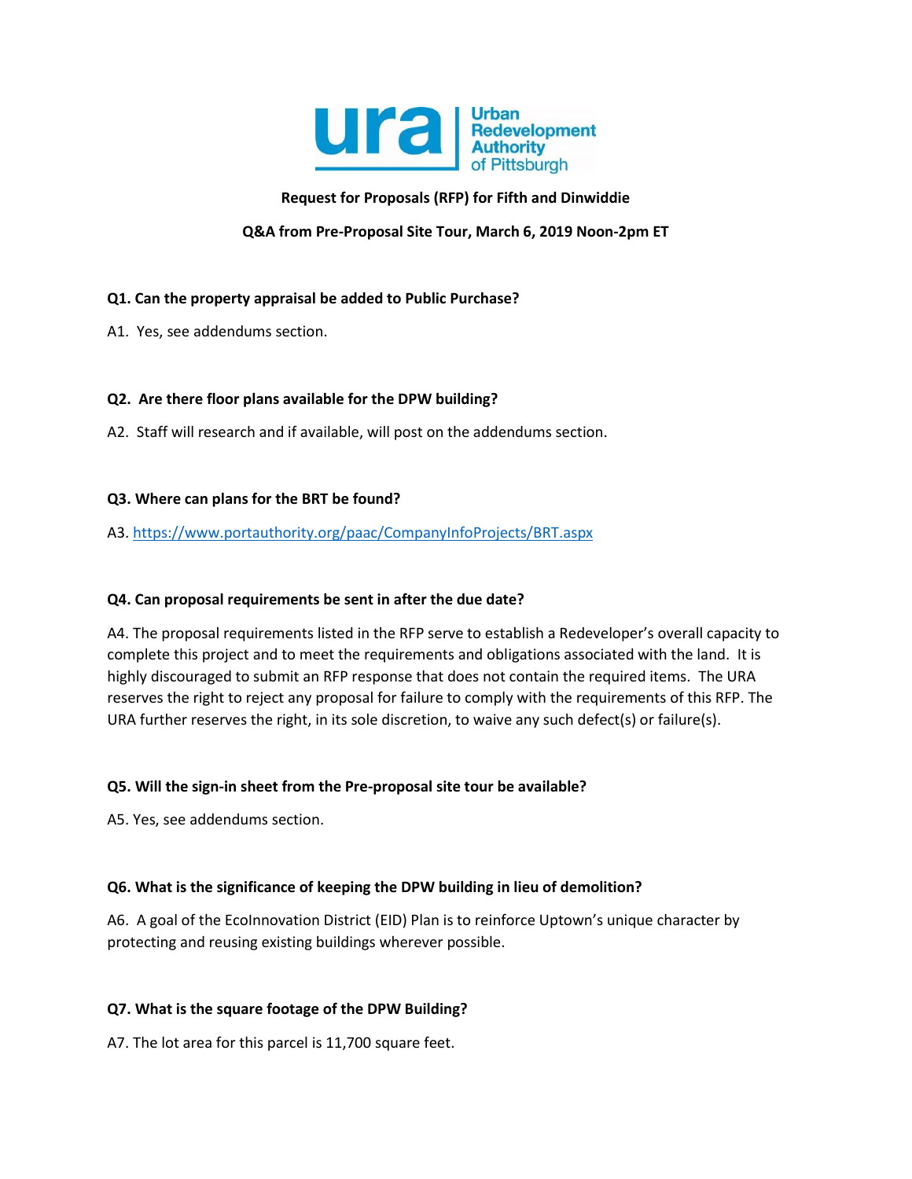ura | Urban Redevelopment Authority of Pittsburgh

**Request for Proposals (RFP) for Fifth and Dinwiddie**

**Q&A from Pre-Proposal Site Tour, March 6, 2019 Noon-2pm ET**

**Q1. Can the property appraisal be added to Public Purchase?**

A1. Yes, see addendums section.

**Q2. Are there floor plans available for the DPW building?**

A2. Staff will research and if available, will post on the addendums section.

**Q3. Where can plans for the BRT be found?**

A3. [https://www.portauthority.org/paac/CompanyInfoProjects/BRT.aspx](https://www.portauthority.org/paac/CompanyInfoProjects/BRT.aspx)

**Q4. Can proposal requirements be sent in after the due date?**

A4. The proposal requirements listed in the RFP serve to establish a Redeveloper's overall capacity to complete this project and to meet the requirements and obligations associated with the land. It is highly discouraged to submit an RFP response that does not contain the required items. The URA reserves the right to reject any proposal for failure to comply with the requirements of this RFP. The URA further reserves the right, in its sole discretion, to waive any such defect(s) or failure(s).

**Q5. Will the sign-in sheet from the Pre-proposal site tour be available?**

A5. Yes, see addendums section.

**Q6. What is the significance of keeping the DPW building in lieu of demolition?**

A6. A goal of the EcoInnovation District (EID) Plan is to reinforce Uptown's unique character by protecting and reusing existing buildings wherever possible.

**Q7. What is the square footage of the DPW Building?**

A7. The lot area for this parcel is 11,700 square feet.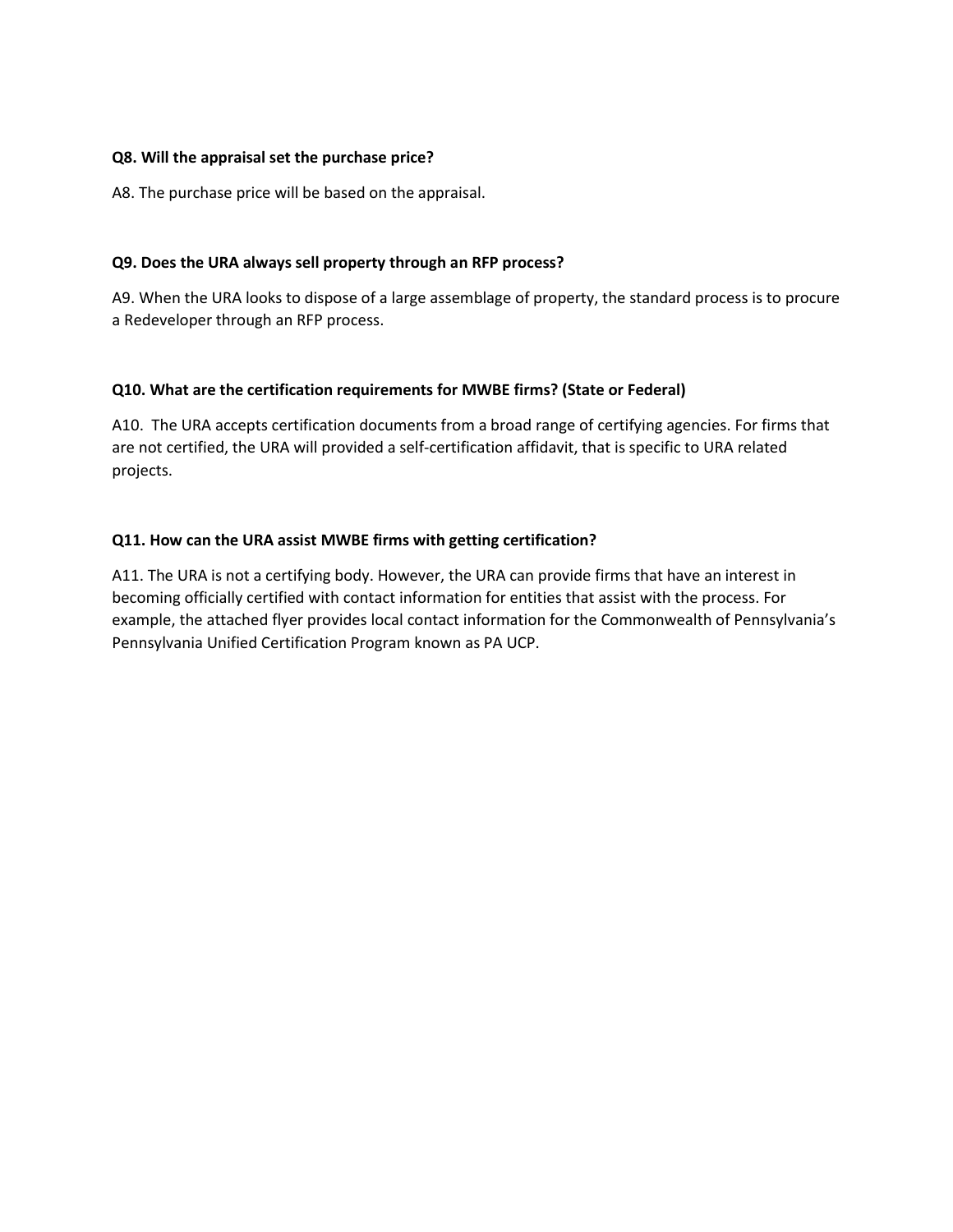**Q8. Will the appraisal set the purchase price?**

A8. The purchase price will be based on the appraisal.

**Q9. Does the URA always sell property through an RFP process?**

A9. When the URA looks to dispose of a large assemblage of property, the standard process is to procure a Redeveloper through an RFP process.

**Q10. What are the certification requirements for MWBE firms? (State or Federal)**

A10. The URA accepts certification documents from a broad range of certifying agencies. For firms that are not certified, the URA will provided a self-certification affidavit, that is specific to URA related projects.

**Q11. How can the URA assist MWBE firms with getting certification?**

A11. The URA is not a certifying body. However, the URA can provide firms that have an interest in becoming officially certified with contact information for entities that assist with the process. For example, the attached flyer provides local contact information for the Commonwealth of Pennsylvania's Pennsylvania Unified Certification Program known as PA UCP.